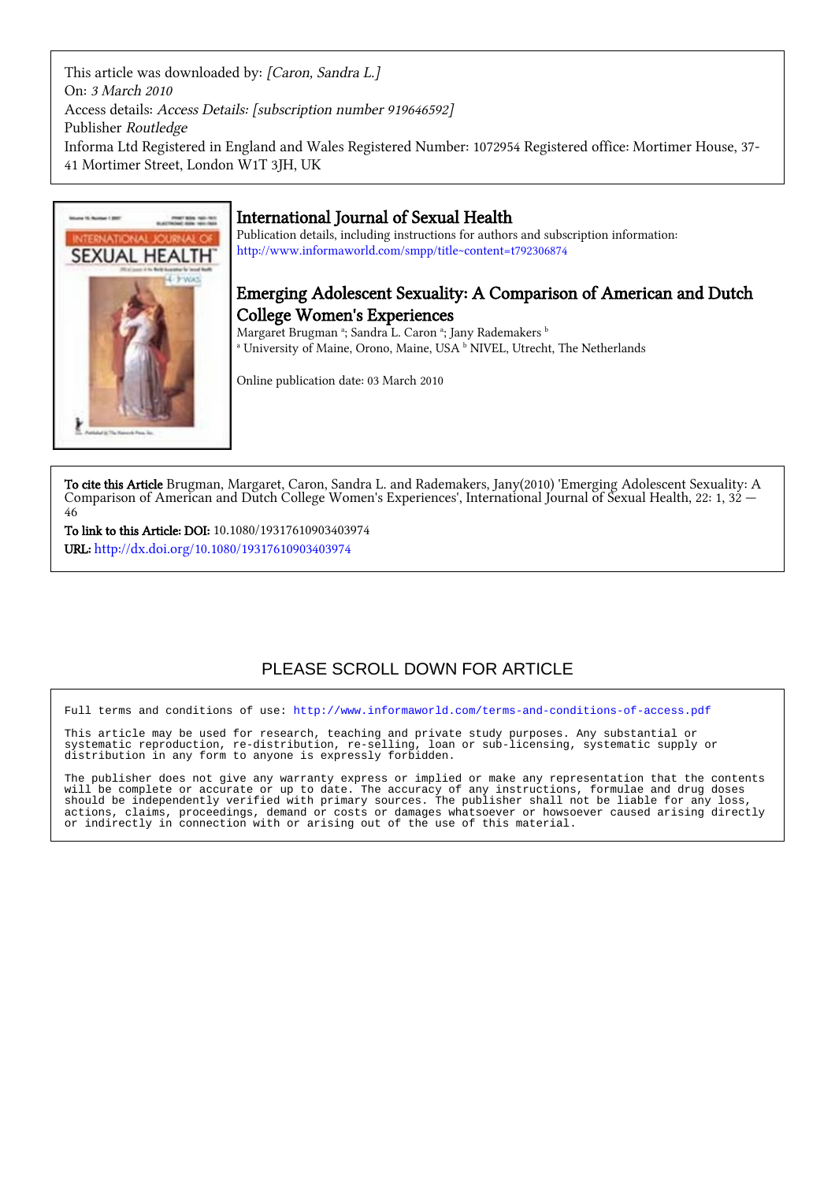This article was downloaded by: *[Caron, Sandra L.]*
On: *3 March 2010*
Access details: *Access Details: [subscription number 919646592]*
Publisher *Routledge*
Informa Ltd Registered in England and Wales Registered Number: 1072954 Registered office: Mortimer House, 37-41 Mortimer Street, London W1T 3JH, UK

## International Journal of Sexual Health

Publication details, including instructions for authors and subscription information:
http://www.informaworld.com/smpp/title~content=t792306874

## Emerging Adolescent Sexuality: A Comparison of American and Dutch College Women's Experiences

Margaret Brugman [a]; Sandra L. Caron [a]; Jany Rademakers [b]
[a] University of Maine, Orono, Maine, USA [b] NIVEL, Utrecht, The Netherlands

Online publication date: 03 March 2010

**To cite this Article** Brugman, Margaret, Caron, Sandra L. and Rademakers, Jany(2010) 'Emerging Adolescent Sexuality: A Comparison of American and Dutch College Women's Experiences', International Journal of Sexual Health, 22: 1, 32 — 46

**To link to this Article: DOI:** 10.1080/19317610903403974
**URL:** http://dx.doi.org/10.1080/19317610903403974

PLEASE SCROLL DOWN FOR ARTICLE

Full terms and conditions of use: http://www.informaworld.com/terms-and-conditions-of-access.pdf

This article may be used for research, teaching and private study purposes. Any substantial or systematic reproduction, re-distribution, re-selling, loan or sub-licensing, systematic supply or distribution in any form to anyone is expressly forbidden.

The publisher does not give any warranty express or implied or make any representation that the contents will be complete or accurate or up to date. The accuracy of any instructions, formulae and drug doses should be independently verified with primary sources. The publisher shall not be liable for any loss, actions, claims, proceedings, demand or costs or damages whatsoever or howsoever caused arising directly or indirectly in connection with or arising out of the use of this material.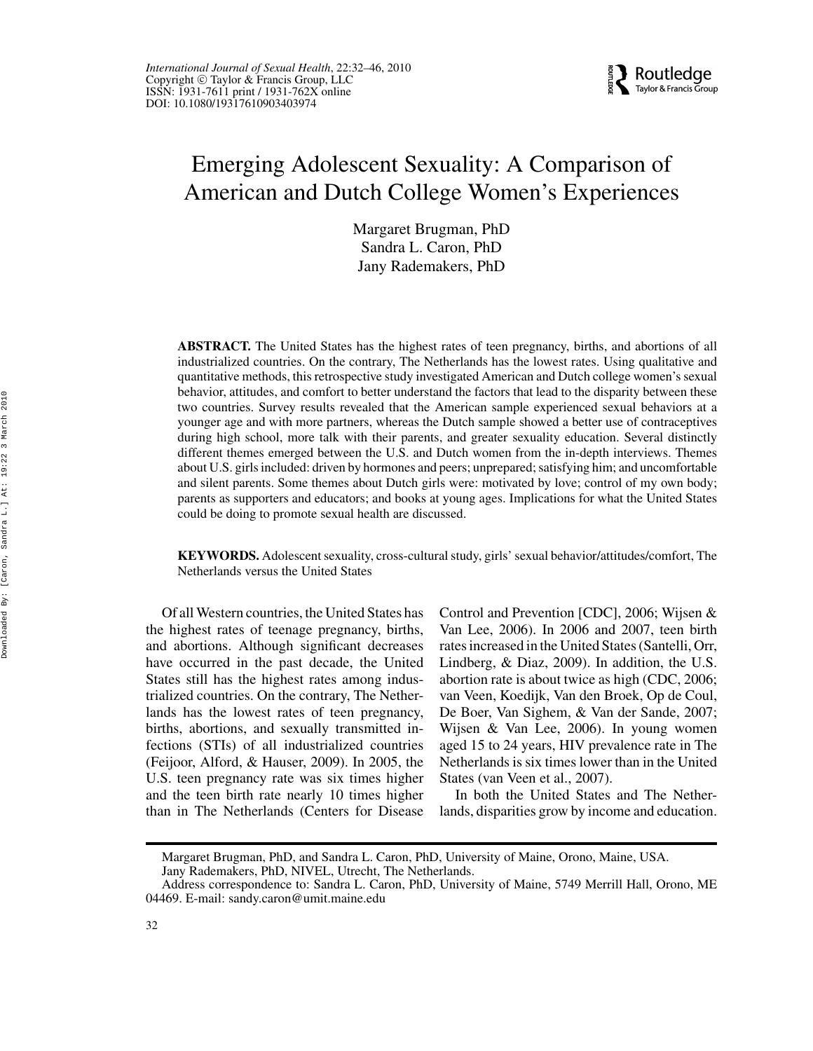# Emerging Adolescent Sexuality: A Comparison of American and Dutch College Women's Experiences

Margaret Brugman, PhD
Sandra L. Caron, PhD
Jany Rademakers, PhD

**ABSTRACT.** The United States has the highest rates of teen pregnancy, births, and abortions of all industrialized countries. On the contrary, The Netherlands has the lowest rates. Using qualitative and quantitative methods, this retrospective study investigated American and Dutch college women's sexual behavior, attitudes, and comfort to better understand the factors that lead to the disparity between these two countries. Survey results revealed that the American sample experienced sexual behaviors at a younger age and with more partners, whereas the Dutch sample showed a better use of contraceptives during high school, more talk with their parents, and greater sexuality education. Several distinctly different themes emerged between the U.S. and Dutch women from the in-depth interviews. Themes about U.S. girls included: driven by hormones and peers; unprepared; satisfying him; and uncomfortable and silent parents. Some themes about Dutch girls were: motivated by love; control of my own body; parents as supporters and educators; and books at young ages. Implications for what the United States could be doing to promote sexual health are discussed.

**KEYWORDS.** Adolescent sexuality, cross-cultural study, girls' sexual behavior/attitudes/comfort, The Netherlands versus the United States

Of all Western countries, the United States has the highest rates of teenage pregnancy, births, and abortions. Although significant decreases have occurred in the past decade, the United States still has the highest rates among industrialized countries. On the contrary, The Netherlands has the lowest rates of teen pregnancy, births, abortions, and sexually transmitted infections (STIs) of all industrialized countries (Feijoor, Alford, & Hauser, 2009). In 2005, the U.S. teen pregnancy rate was six times higher and the teen birth rate nearly 10 times higher than in The Netherlands (Centers for Disease Control and Prevention [CDC], 2006; Wijsen & Van Lee, 2006). In 2006 and 2007, teen birth rates increased in the United States (Santelli, Orr, Lindberg, & Diaz, 2009). In addition, the U.S. abortion rate is about twice as high (CDC, 2006; van Veen, Koedijk, Van den Broek, Op de Coul, De Boer, Van Sighem, & Van der Sande, 2007; Wijsen & Van Lee, 2006). In young women aged 15 to 24 years, HIV prevalence rate in The Netherlands is six times lower than in the United States (van Veen et al., 2007).

In both the United States and The Netherlands, disparities grow by income and education.

---

Margaret Brugman, PhD, and Sandra L. Caron, PhD, University of Maine, Orono, Maine, USA.
Jany Rademakers, PhD, NIVEL, Utrecht, The Netherlands.

Address correspondence to: Sandra L. Caron, PhD, University of Maine, 5749 Merrill Hall, Orono, ME 04469. E-mail: sandy.caron@umit.maine.edu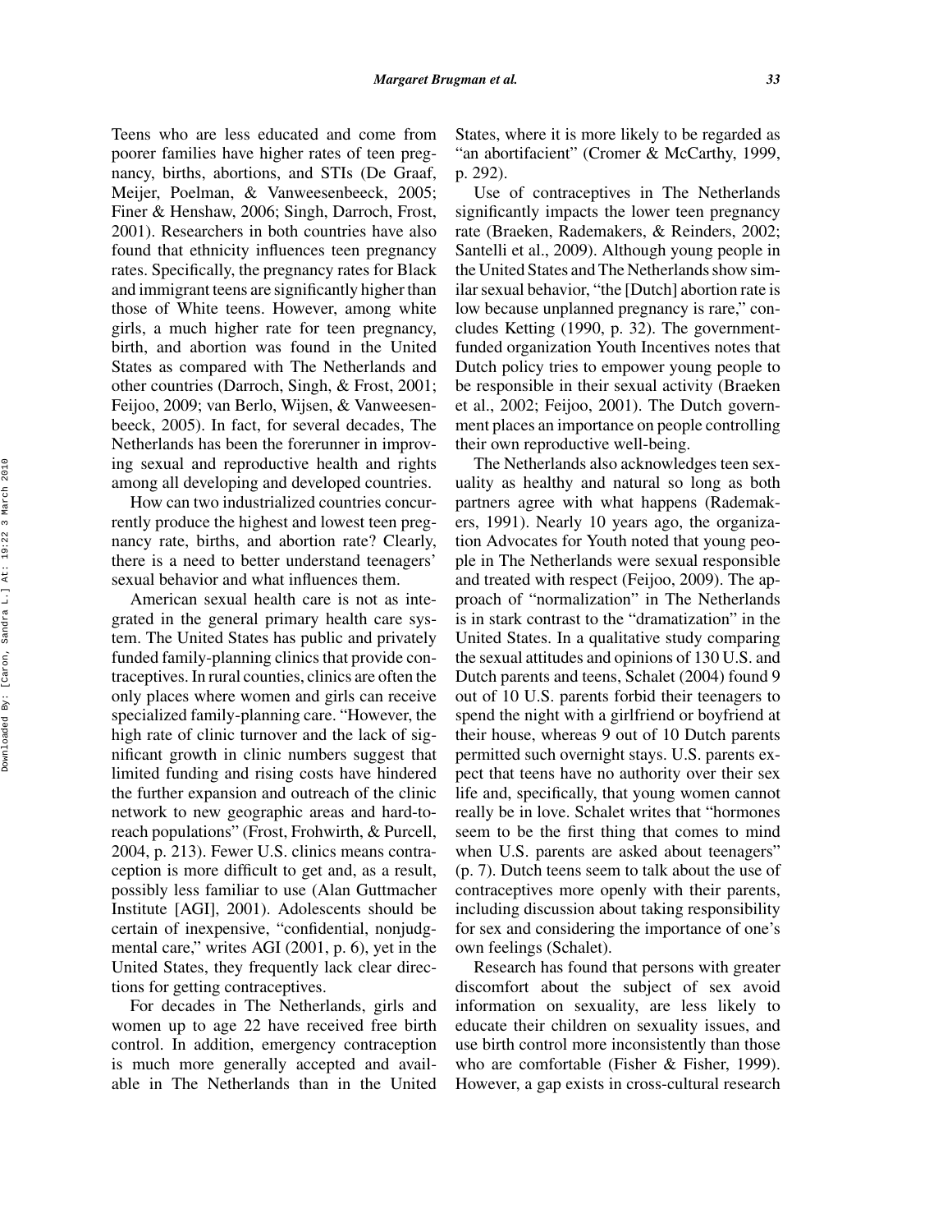Teens who are less educated and come from poorer families have higher rates of teen pregnancy, births, abortions, and STIs (De Graaf, Meijer, Poelman, & Vanweesenbeeck, 2005; Finer & Henshaw, 2006; Singh, Darroch, Frost, 2001). Researchers in both countries have also found that ethnicity influences teen pregnancy rates. Specifically, the pregnancy rates for Black and immigrant teens are significantly higher than those of White teens. However, among white girls, a much higher rate for teen pregnancy, birth, and abortion was found in the United States as compared with The Netherlands and other countries (Darroch, Singh, & Frost, 2001; Feijoo, 2009; van Berlo, Wijsen, & Vanweesenbeeck, 2005). In fact, for several decades, The Netherlands has been the forerunner in improving sexual and reproductive health and rights among all developing and developed countries.

How can two industrialized countries concurrently produce the highest and lowest teen pregnancy rate, births, and abortion rate? Clearly, there is a need to better understand teenagers' sexual behavior and what influences them.

American sexual health care is not as integrated in the general primary health care system. The United States has public and privately funded family-planning clinics that provide contraceptives. In rural counties, clinics are often the only places where women and girls can receive specialized family-planning care. "However, the high rate of clinic turnover and the lack of significant growth in clinic numbers suggest that limited funding and rising costs have hindered the further expansion and outreach of the clinic network to new geographic areas and hard-to-reach populations" (Frost, Frohwirth, & Purcell, 2004, p. 213). Fewer U.S. clinics means contraception is more difficult to get and, as a result, possibly less familiar to use (Alan Guttmacher Institute [AGI], 2001). Adolescents should be certain of inexpensive, "confidential, nonjudgmental care," writes AGI (2001, p. 6), yet in the United States, they frequently lack clear directions for getting contraceptives.

For decades in The Netherlands, girls and women up to age 22 have received free birth control. In addition, emergency contraception is much more generally accepted and available in The Netherlands than in the United States, where it is more likely to be regarded as "an abortifacient" (Cromer & McCarthy, 1999, p. 292).

Use of contraceptives in The Netherlands significantly impacts the lower teen pregnancy rate (Braeken, Rademakers, & Reinders, 2002; Santelli et al., 2009). Although young people in the United States and The Netherlands show similar sexual behavior, "the [Dutch] abortion rate is low because unplanned pregnancy is rare," concludes Ketting (1990, p. 32). The government-funded organization Youth Incentives notes that Dutch policy tries to empower young people to be responsible in their sexual activity (Braeken et al., 2002; Feijoo, 2001). The Dutch government places an importance on people controlling their own reproductive well-being.

The Netherlands also acknowledges teen sexuality as healthy and natural so long as both partners agree with what happens (Rademakers, 1991). Nearly 10 years ago, the organization Advocates for Youth noted that young people in The Netherlands were sexual responsible and treated with respect (Feijoo, 2009). The approach of "normalization" in The Netherlands is in stark contrast to the "dramatization" in the United States. In a qualitative study comparing the sexual attitudes and opinions of 130 U.S. and Dutch parents and teens, Schalet (2004) found 9 out of 10 U.S. parents forbid their teenagers to spend the night with a girlfriend or boyfriend at their house, whereas 9 out of 10 Dutch parents permitted such overnight stays. U.S. parents expect that teens have no authority over their sex life and, specifically, that young women cannot really be in love. Schalet writes that "hormones seem to be the first thing that comes to mind when U.S. parents are asked about teenagers" (p. 7). Dutch teens seem to talk about the use of contraceptives more openly with their parents, including discussion about taking responsibility for sex and considering the importance of one's own feelings (Schalet).

Research has found that persons with greater discomfort about the subject of sex avoid information on sexuality, are less likely to educate their children on sexuality issues, and use birth control more inconsistently than those who are comfortable (Fisher & Fisher, 1999). However, a gap exists in cross-cultural research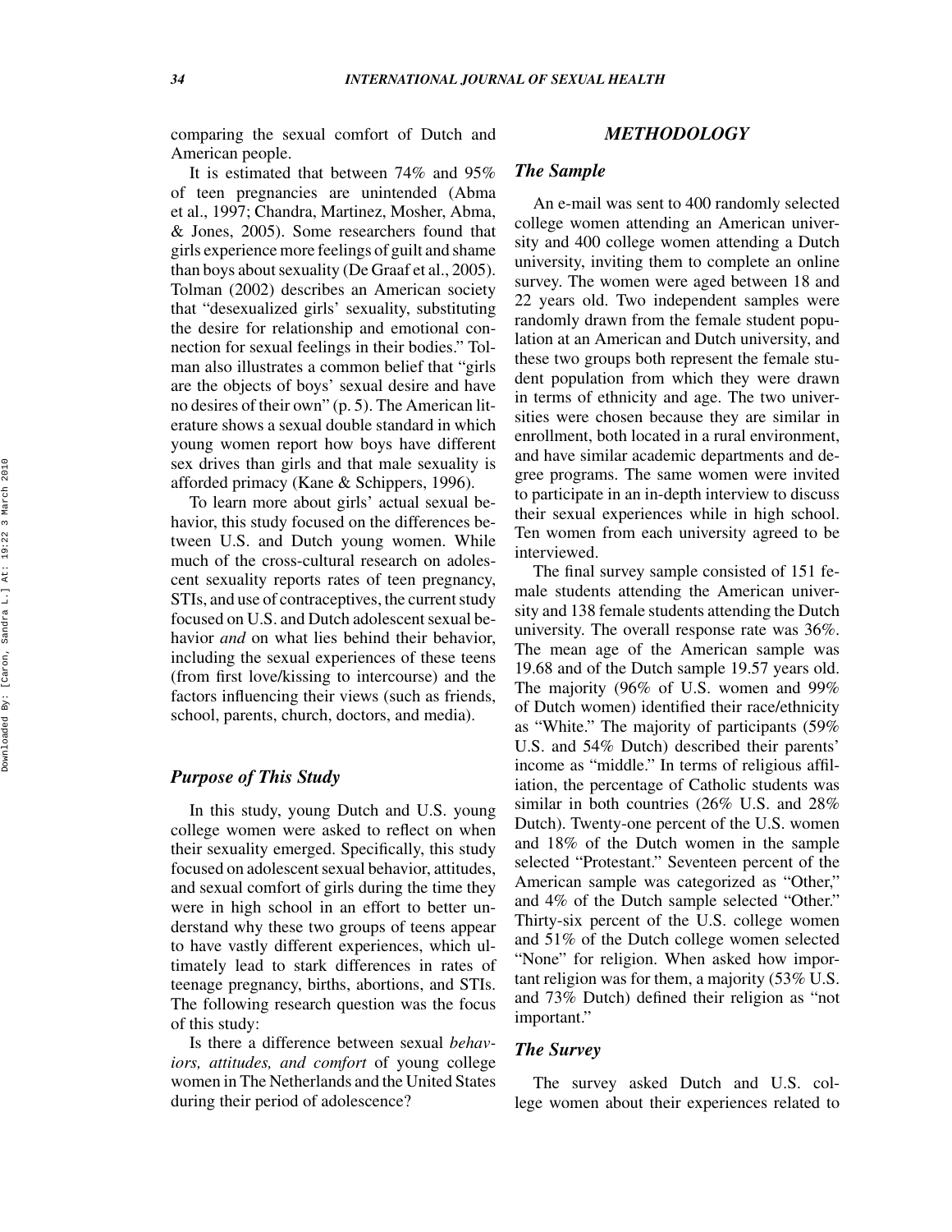comparing the sexual comfort of Dutch and American people.

It is estimated that between 74% and 95% of teen pregnancies are unintended (Abma et al., 1997; Chandra, Martinez, Mosher, Abma, & Jones, 2005). Some researchers found that girls experience more feelings of guilt and shame than boys about sexuality (De Graaf et al., 2005). Tolman (2002) describes an American society that "desexualized girls' sexuality, substituting the desire for relationship and emotional connection for sexual feelings in their bodies." Tolman also illustrates a common belief that "girls are the objects of boys' sexual desire and have no desires of their own" (p. 5). The American literature shows a sexual double standard in which young women report how boys have different sex drives than girls and that male sexuality is afforded primacy (Kane & Schippers, 1996).

To learn more about girls' actual sexual behavior, this study focused on the differences between U.S. and Dutch young women. While much of the cross-cultural research on adolescent sexuality reports rates of teen pregnancy, STIs, and use of contraceptives, the current study focused on U.S. and Dutch adolescent sexual behavior *and* on what lies behind their behavior, including the sexual experiences of these teens (from first love/kissing to intercourse) and the factors influencing their views (such as friends, school, parents, church, doctors, and media).

### *Purpose of This Study*

In this study, young Dutch and U.S. young college women were asked to reflect on when their sexuality emerged. Specifically, this study focused on adolescent sexual behavior, attitudes, and sexual comfort of girls during the time they were in high school in an effort to better understand why these two groups of teens appear to have vastly different experiences, which ultimately lead to stark differences in rates of teenage pregnancy, births, abortions, and STIs. The following research question was the focus of this study:

Is there a difference between sexual *behaviors, attitudes, and comfort* of young college women in The Netherlands and the United States during their period of adolescence?

## *METHODOLOGY*

### *The Sample*

An e-mail was sent to 400 randomly selected college women attending an American university and 400 college women attending a Dutch university, inviting them to complete an online survey. The women were aged between 18 and 22 years old. Two independent samples were randomly drawn from the female student population at an American and Dutch university, and these two groups both represent the female student population from which they were drawn in terms of ethnicity and age. The two universities were chosen because they are similar in enrollment, both located in a rural environment, and have similar academic departments and degree programs. The same women were invited to participate in an in-depth interview to discuss their sexual experiences while in high school. Ten women from each university agreed to be interviewed.

The final survey sample consisted of 151 female students attending the American university and 138 female students attending the Dutch university. The overall response rate was 36%. The mean age of the American sample was 19.68 and of the Dutch sample 19.57 years old. The majority (96% of U.S. women and 99% of Dutch women) identified their race/ethnicity as "White." The majority of participants (59% U.S. and 54% Dutch) described their parents' income as "middle." In terms of religious affiliation, the percentage of Catholic students was similar in both countries (26% U.S. and 28% Dutch). Twenty-one percent of the U.S. women and 18% of the Dutch women in the sample selected "Protestant." Seventeen percent of the American sample was categorized as "Other," and 4% of the Dutch sample selected "Other." Thirty-six percent of the U.S. college women and 51% of the Dutch college women selected "None" for religion. When asked how important religion was for them, a majority (53% U.S. and 73% Dutch) defined their religion as "not important."

### *The Survey*

The survey asked Dutch and U.S. college women about their experiences related to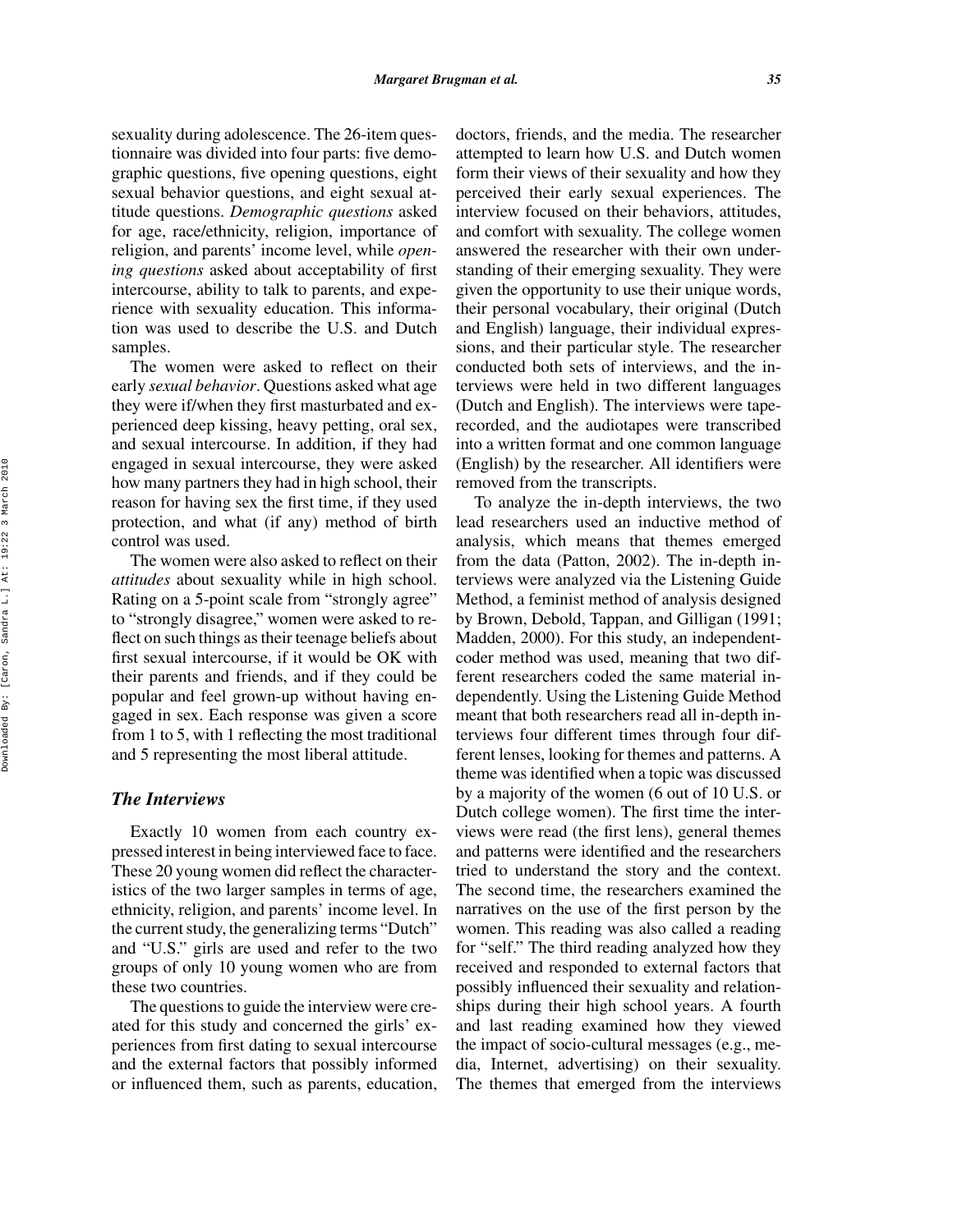sexuality during adolescence. The 26-item questionnaire was divided into four parts: five demographic questions, five opening questions, eight sexual behavior questions, and eight sexual attitude questions. *Demographic questions* asked for age, race/ethnicity, religion, importance of religion, and parents' income level, while *opening questions* asked about acceptability of first intercourse, ability to talk to parents, and experience with sexuality education. This information was used to describe the U.S. and Dutch samples.

The women were asked to reflect on their early *sexual behavior*. Questions asked what age they were if/when they first masturbated and experienced deep kissing, heavy petting, oral sex, and sexual intercourse. In addition, if they had engaged in sexual intercourse, they were asked how many partners they had in high school, their reason for having sex the first time, if they used protection, and what (if any) method of birth control was used.

The women were also asked to reflect on their *attitudes* about sexuality while in high school. Rating on a 5-point scale from "strongly agree" to "strongly disagree," women were asked to reflect on such things as their teenage beliefs about first sexual intercourse, if it would be OK with their parents and friends, and if they could be popular and feel grown-up without having engaged in sex. Each response was given a score from 1 to 5, with 1 reflecting the most traditional and 5 representing the most liberal attitude.

### *The Interviews*

Exactly 10 women from each country expressed interest in being interviewed face to face. These 20 young women did reflect the characteristics of the two larger samples in terms of age, ethnicity, religion, and parents' income level. In the current study, the generalizing terms "Dutch" and "U.S." girls are used and refer to the two groups of only 10 young women who are from these two countries.

The questions to guide the interview were created for this study and concerned the girls' experiences from first dating to sexual intercourse and the external factors that possibly informed or influenced them, such as parents, education, doctors, friends, and the media. The researcher attempted to learn how U.S. and Dutch women form their views of their sexuality and how they perceived their early sexual experiences. The interview focused on their behaviors, attitudes, and comfort with sexuality. The college women answered the researcher with their own understanding of their emerging sexuality. They were given the opportunity to use their unique words, their personal vocabulary, their original (Dutch and English) language, their individual expressions, and their particular style. The researcher conducted both sets of interviews, and the interviews were held in two different languages (Dutch and English). The interviews were tape-recorded, and the audiotapes were transcribed into a written format and one common language (English) by the researcher. All identifiers were removed from the transcripts.

To analyze the in-depth interviews, the two lead researchers used an inductive method of analysis, which means that themes emerged from the data (Patton, 2002). The in-depth interviews were analyzed via the Listening Guide Method, a feminist method of analysis designed by Brown, Debold, Tappan, and Gilligan (1991; Madden, 2000). For this study, an independent-coder method was used, meaning that two different researchers coded the same material independently. Using the Listening Guide Method meant that both researchers read all in-depth interviews four different times through four different lenses, looking for themes and patterns. A theme was identified when a topic was discussed by a majority of the women (6 out of 10 U.S. or Dutch college women). The first time the interviews were read (the first lens), general themes and patterns were identified and the researchers tried to understand the story and the context. The second time, the researchers examined the narratives on the use of the first person by the women. This reading was also called a reading for "self." The third reading analyzed how they received and responded to external factors that possibly influenced their sexuality and relationships during their high school years. A fourth and last reading examined how they viewed the impact of socio-cultural messages (e.g., media, Internet, advertising) on their sexuality. The themes that emerged from the interviews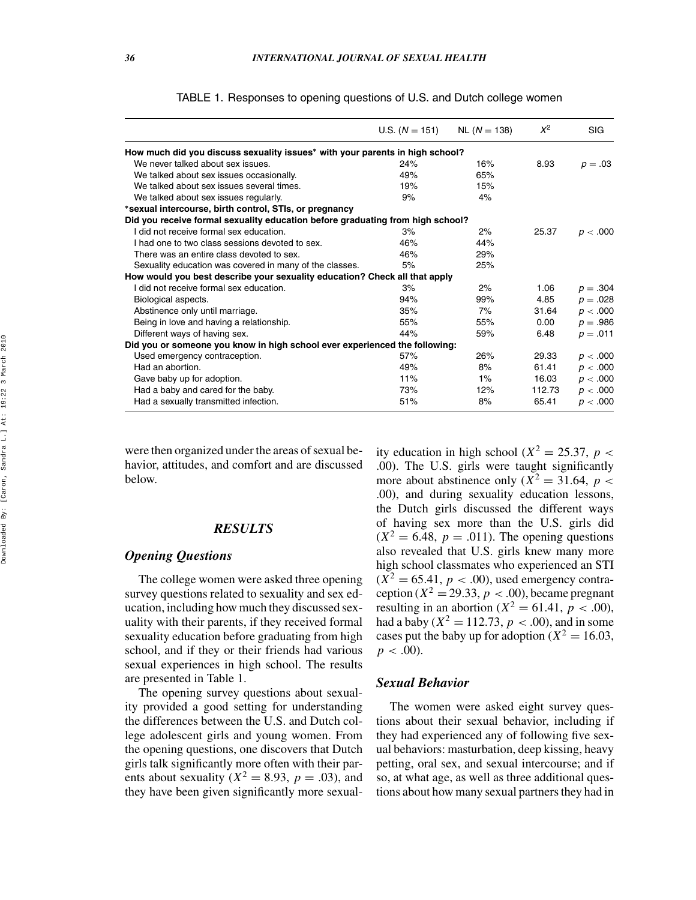TABLE 1. Responses to opening questions of U.S. and Dutch college women

| | U.S. ($N = 151$) | NL ($N = 138$) | $X^2$ | SIG |
|---|---|---|---|---|
| **How much did you discuss sexuality issues* with your parents in high school?** | | | | |
| We never talked about sex issues. | 24% | 16% | 8.93 | $p = .03$ |
| We talked about sex issues occasionally. | 49% | 65% | | |
| We talked about sex issues several times. | 19% | 15% | | |
| We talked about sex issues regularly. | 9% | 4% | | |
| ***sexual intercourse, birth control, STIs, or pregnancy** | | | | |
| **Did you receive formal sexuality education before graduating from high school?** | | | | |
| I did not receive formal sex education. | 3% | 2% | 25.37 | $p < .000$ |
| I had one to two class sessions devoted to sex. | 46% | 44% | | |
| There was an entire class devoted to sex. | 46% | 29% | | |
| Sexuality education was covered in many of the classes. | 5% | 25% | | |
| **How would you best describe your sexuality education? Check all that apply** | | | | |
| I did not receive formal sex education. | 3% | 2% | 1.06 | $p = .304$ |
| Biological aspects. | 94% | 99% | 4.85 | $p = .028$ |
| Abstinence only until marriage. | 35% | 7% | 31.64 | $p < .000$ |
| Being in love and having a relationship. | 55% | 55% | 0.00 | $p = .986$ |
| Different ways of having sex. | 44% | 59% | 6.48 | $p = .011$ |
| **Did you or someone you know in high school ever experienced the following:** | | | | |
| Used emergency contraception. | 57% | 26% | 29.33 | $p < .000$ |
| Had an abortion. | 49% | 8% | 61.41 | $p < .000$ |
| Gave baby up for adoption. | 11% | 1% | 16.03 | $p < .000$ |
| Had a baby and cared for the baby. | 73% | 12% | 112.73 | $p < .000$ |
| Had a sexually transmitted infection. | 51% | 8% | 65.41 | $p < .000$ |

were then organized under the areas of sexual behavior, attitudes, and comfort and are discussed below.

## RESULTS

### Opening Questions

The college women were asked three opening survey questions related to sexuality and sex education, including how much they discussed sexuality with their parents, if they received formal sexuality education before graduating from high school, and if they or their friends had various sexual experiences in high school. The results are presented in Table 1.

The opening survey questions about sexuality provided a good setting for understanding the differences between the U.S. and Dutch college adolescent girls and young women. From the opening questions, one discovers that Dutch girls talk significantly more often with their parents about sexuality ($X^2 = 8.93$, $p = .03$), and they have been given significantly more sexuality education in high school ($X^2 = 25.37$, $p < .00$). The U.S. girls were taught significantly more about abstinence only ($X^2 = 31.64$, $p < .00$), and during sexuality education lessons, the Dutch girls discussed the different ways of having sex more than the U.S. girls did ($X^2 = 6.48$, $p = .011$). The opening questions also revealed that U.S. girls knew many more high school classmates who experienced an STI ($X^2 = 65.41$, $p < .00$), used emergency contraception ($X^2 = 29.33$, $p < .00$), became pregnant resulting in an abortion ($X^2 = 61.41$, $p < .00$), had a baby ($X^2 = 112.73$, $p < .00$), and in some cases put the baby up for adoption ($X^2 = 16.03$, $p < .00$).

### Sexual Behavior

The women were asked eight survey questions about their sexual behavior, including if they had experienced any of following five sexual behaviors: masturbation, deep kissing, heavy petting, oral sex, and sexual intercourse; and if so, at what age, as well as three additional questions about how many sexual partners they had in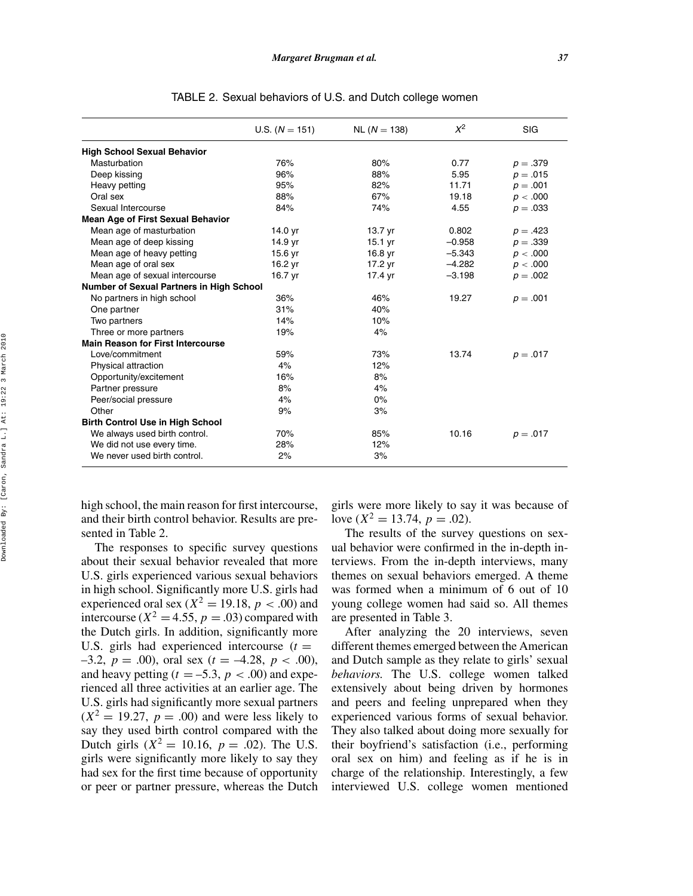TABLE 2. Sexual behaviors of U.S. and Dutch college women

| | U.S. ($N = 151$) | NL ($N = 138$) | $X^2$ | SIG |
|---|---|---|---|---|
| **High School Sexual Behavior** | | | | |
| Masturbation | 76% | 80% | 0.77 | $p = .379$ |
| Deep kissing | 96% | 88% | 5.95 | $p = .015$ |
| Heavy petting | 95% | 82% | 11.71 | $p = .001$ |
| Oral sex | 88% | 67% | 19.18 | $p < .000$ |
| Sexual Intercourse | 84% | 74% | 4.55 | $p = .033$ |
| **Mean Age of First Sexual Behavior** | | | | |
| Mean age of masturbation | 14.0 yr | 13.7 yr | 0.802 | $p = .423$ |
| Mean age of deep kissing | 14.9 yr | 15.1 yr | –0.958 | $p = .339$ |
| Mean age of heavy petting | 15.6 yr | 16.8 yr | –5.343 | $p < .000$ |
| Mean age of oral sex | 16.2 yr | 17.2 yr | –4.282 | $p < .000$ |
| Mean age of sexual intercourse | 16.7 yr | 17.4 yr | –3.198 | $p = .002$ |
| **Number of Sexual Partners in High School** | | | | |
| No partners in high school | 36% | 46% | 19.27 | $p = .001$ |
| One partner | 31% | 40% | | |
| Two partners | 14% | 10% | | |
| Three or more partners | 19% | 4% | | |
| **Main Reason for First Intercourse** | | | | |
| Love/commitment | 59% | 73% | 13.74 | $p = .017$ |
| Physical attraction | 4% | 12% | | |
| Opportunity/excitement | 16% | 8% | | |
| Partner pressure | 8% | 4% | | |
| Peer/social pressure | 4% | 0% | | |
| Other | 9% | 3% | | |
| **Birth Control Use in High School** | | | | |
| We always used birth control. | 70% | 85% | 10.16 | $p = .017$ |
| We did not use every time. | 28% | 12% | | |
| We never used birth control. | 2% | 3% | | |

high school, the main reason for first intercourse, and their birth control behavior. Results are presented in Table 2.

The responses to specific survey questions about their sexual behavior revealed that more U.S. girls experienced various sexual behaviors in high school. Significantly more U.S. girls had experienced oral sex ($X^2 = 19.18$, $p < .00$) and intercourse ($X^2 = 4.55$, $p = .03$) compared with the Dutch girls. In addition, significantly more U.S. girls had experienced intercourse ($t = -3.2$, $p = .00$), oral sex ($t = -4.28$, $p < .00$), and heavy petting ($t = -5.3$, $p < .00$) and experienced all three activities at an earlier age. The U.S. girls had significantly more sexual partners ($X^2 = 19.27$, $p = .00$) and were less likely to say they used birth control compared with the Dutch girls ($X^2 = 10.16$, $p = .02$). The U.S. girls were significantly more likely to say they had sex for the first time because of opportunity or peer or partner pressure, whereas the Dutch girls were more likely to say it was because of love ($X^2 = 13.74$, $p = .02$).

The results of the survey questions on sexual behavior were confirmed in the in-depth interviews. From the in-depth interviews, many themes on sexual behaviors emerged. A theme was formed when a minimum of 6 out of 10 young college women had said so. All themes are presented in Table 3.

After analyzing the 20 interviews, seven different themes emerged between the American and Dutch sample as they relate to girls' sexual *behaviors.* The U.S. college women talked extensively about being driven by hormones and peers and feeling unprepared when they experienced various forms of sexual behavior. They also talked about doing more sexually for their boyfriend's satisfaction (i.e., performing oral sex on him) and feeling as if he is in charge of the relationship. Interestingly, a few interviewed U.S. college women mentioned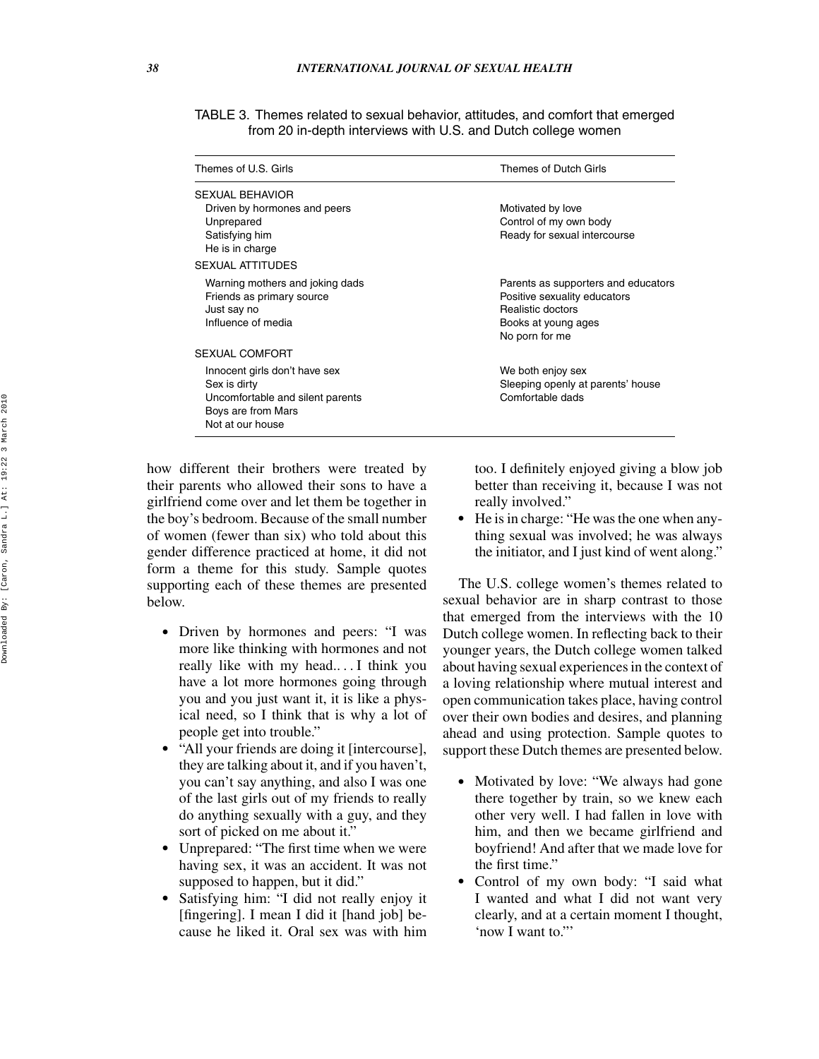TABLE 3. Themes related to sexual behavior, attitudes, and comfort that emerged from 20 in-depth interviews with U.S. and Dutch college women

| Themes of U.S. Girls | Themes of Dutch Girls |
|---|---|
| SEXUAL BEHAVIOR | |
| Driven by hormones and peers | Motivated by love |
| Unprepared | Control of my own body |
| Satisfying him | Ready for sexual intercourse |
| He is in charge | |
| SEXUAL ATTITUDES | |
| Warning mothers and joking dads | Parents as supporters and educators |
| Friends as primary source | Positive sexuality educators |
| Just say no | Realistic doctors |
| Influence of media | Books at young ages |
| | No porn for me |
| SEXUAL COMFORT | |
| Innocent girls don't have sex | We both enjoy sex |
| Sex is dirty | Sleeping openly at parents' house |
| Uncomfortable and silent parents | Comfortable dads |
| Boys are from Mars | |
| Not at our house | |

how different their brothers were treated by their parents who allowed their sons to have a girlfriend come over and let them be together in the boy's bedroom. Because of the small number of women (fewer than six) who told about this gender difference practiced at home, it did not form a theme for this study. Sample quotes supporting each of these themes are presented below.

- Driven by hormones and peers: "I was more like thinking with hormones and not really like with my head.. . . I think you have a lot more hormones going through you and you just want it, it is like a physical need, so I think that is why a lot of people get into trouble."
- "All your friends are doing it [intercourse], they are talking about it, and if you haven't, you can't say anything, and also I was one of the last girls out of my friends to really do anything sexually with a guy, and they sort of picked on me about it."
- Unprepared: "The first time when we were having sex, it was an accident. It was not supposed to happen, but it did."
- Satisfying him: "I did not really enjoy it [fingering]. I mean I did it [hand job] because he liked it. Oral sex was with him too. I definitely enjoyed giving a blow job better than receiving it, because I was not really involved."
- He is in charge: "He was the one when anything sexual was involved; he was always the initiator, and I just kind of went along."

The U.S. college women's themes related to sexual behavior are in sharp contrast to those that emerged from the interviews with the 10 Dutch college women. In reflecting back to their younger years, the Dutch college women talked about having sexual experiences in the context of a loving relationship where mutual interest and open communication takes place, having control over their own bodies and desires, and planning ahead and using protection. Sample quotes to support these Dutch themes are presented below.

- Motivated by love: "We always had gone there together by train, so we knew each other very well. I had fallen in love with him, and then we became girlfriend and boyfriend! And after that we made love for the first time."
- Control of my own body: "I said what I wanted and what I did not want very clearly, and at a certain moment I thought, 'now I want to."'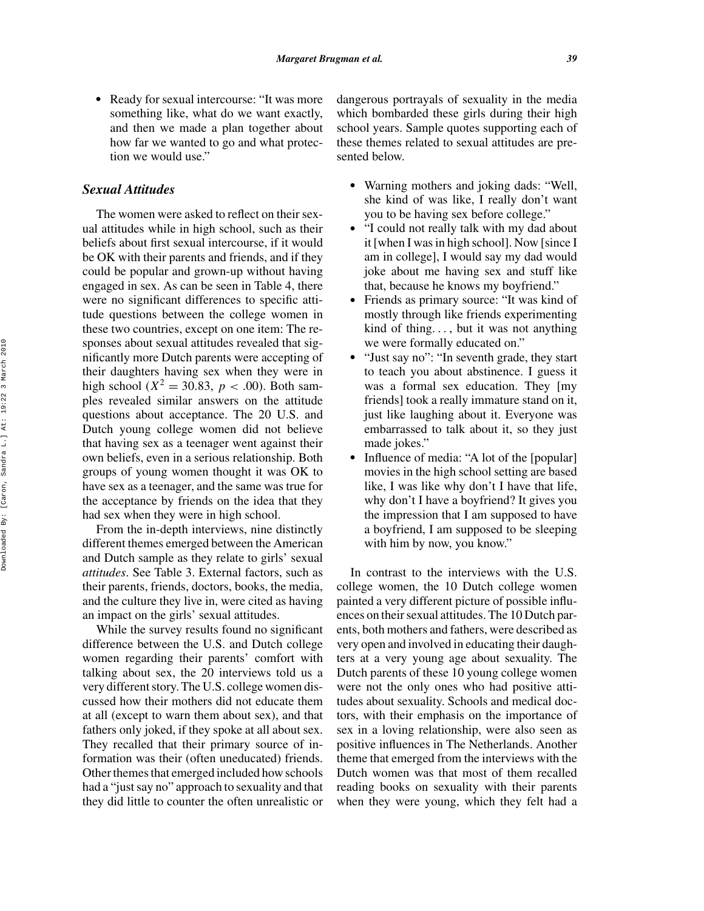- Ready for sexual intercourse: "It was more something like, what do we want exactly, and then we made a plan together about how far we wanted to go and what protection we would use."

### *Sexual Attitudes*

The women were asked to reflect on their sexual attitudes while in high school, such as their beliefs about first sexual intercourse, if it would be OK with their parents and friends, and if they could be popular and grown-up without having engaged in sex. As can be seen in Table 4, there were no significant differences to specific attitude questions between the college women in these two countries, except on one item: The responses about sexual attitudes revealed that significantly more Dutch parents were accepting of their daughters having sex when they were in high school ($X^2 = 30.83$, $p < .00$). Both samples revealed similar answers on the attitude questions about acceptance. The 20 U.S. and Dutch young college women did not believe that having sex as a teenager went against their own beliefs, even in a serious relationship. Both groups of young women thought it was OK to have sex as a teenager, and the same was true for the acceptance by friends on the idea that they had sex when they were in high school.

From the in-depth interviews, nine distinctly different themes emerged between the American and Dutch sample as they relate to girls' sexual *attitudes*. See Table 3. External factors, such as their parents, friends, doctors, books, the media, and the culture they live in, were cited as having an impact on the girls' sexual attitudes.

While the survey results found no significant difference between the U.S. and Dutch college women regarding their parents' comfort with talking about sex, the 20 interviews told us a very different story. The U.S. college women discussed how their mothers did not educate them at all (except to warn them about sex), and that fathers only joked, if they spoke at all about sex. They recalled that their primary source of information was their (often uneducated) friends. Other themes that emerged included how schools had a "just say no" approach to sexuality and that they did little to counter the often unrealistic or dangerous portrayals of sexuality in the media which bombarded these girls during their high school years. Sample quotes supporting each of these themes related to sexual attitudes are presented below.

- Warning mothers and joking dads: "Well, she kind of was like, I really don't want you to be having sex before college."
- "I could not really talk with my dad about it [when I was in high school]. Now [since I am in college], I would say my dad would joke about me having sex and stuff like that, because he knows my boyfriend."
- Friends as primary source: "It was kind of mostly through like friends experimenting kind of thing. . . , but it was not anything we were formally educated on."
- "Just say no": "In seventh grade, they start to teach you about abstinence. I guess it was a formal sex education. They [my friends] took a really immature stand on it, just like laughing about it. Everyone was embarrassed to talk about it, so they just made jokes."
- Influence of media: "A lot of the [popular] movies in the high school setting are based like, I was like why don't I have that life, why don't I have a boyfriend? It gives you the impression that I am supposed to have a boyfriend, I am supposed to be sleeping with him by now, you know."

In contrast to the interviews with the U.S. college women, the 10 Dutch college women painted a very different picture of possible influences on their sexual attitudes. The 10 Dutch parents, both mothers and fathers, were described as very open and involved in educating their daughters at a very young age about sexuality. The Dutch parents of these 10 young college women were not the only ones who had positive attitudes about sexuality. Schools and medical doctors, with their emphasis on the importance of sex in a loving relationship, were also seen as positive influences in The Netherlands. Another theme that emerged from the interviews with the Dutch women was that most of them recalled reading books on sexuality with their parents when they were young, which they felt had a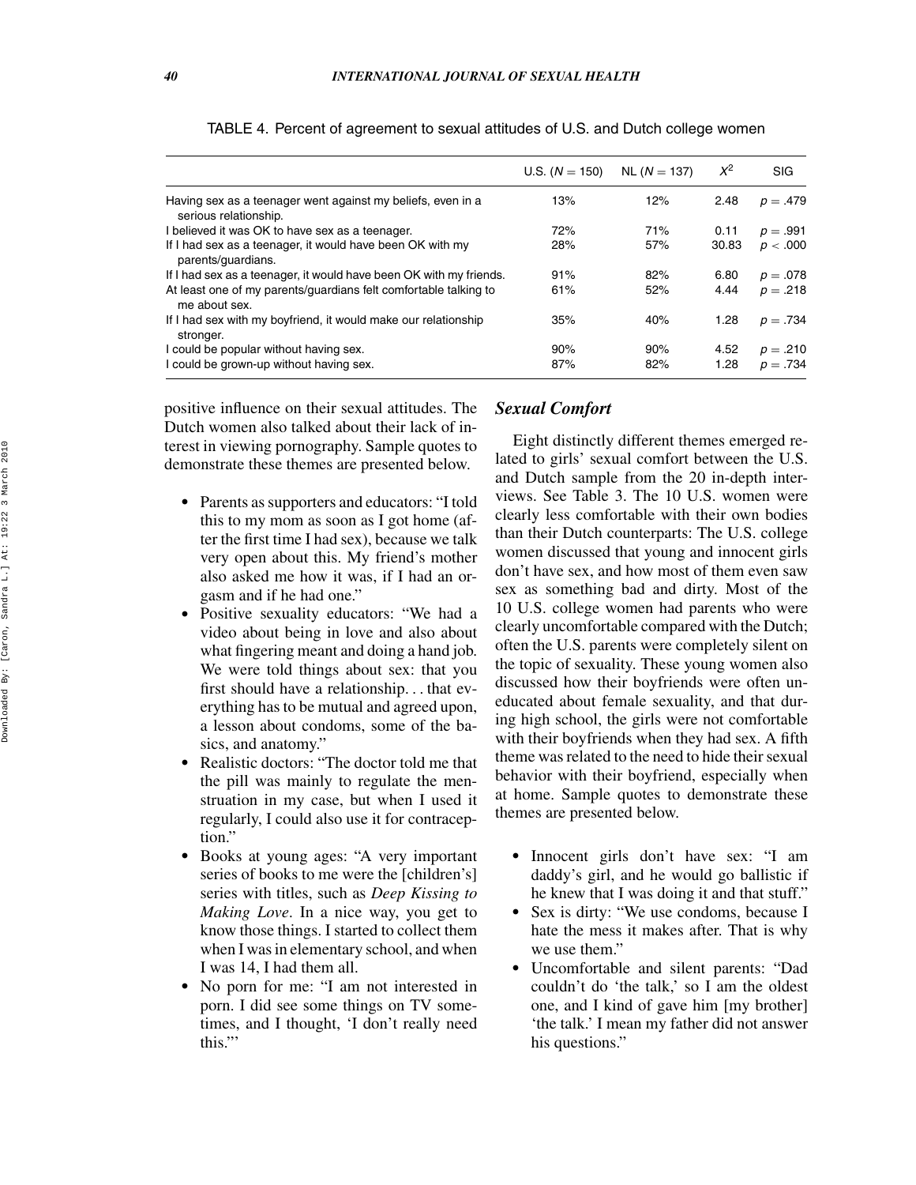TABLE 4. Percent of agreement to sexual attitudes of U.S. and Dutch college women

| | U.S. ($N = 150$) | NL ($N = 137$) | $X^2$ | SIG |
|---|---|---|---|---|
| Having sex as a teenager went against my beliefs, even in a serious relationship. | 13% | 12% | 2.48 | $p = .479$ |
| I believed it was OK to have sex as a teenager. | 72% | 71% | 0.11 | $p = .991$ |
| If I had sex as a teenager, it would have been OK with my parents/guardians. | 28% | 57% | 30.83 | $p < .000$ |
| If I had sex as a teenager, it would have been OK with my friends. | 91% | 82% | 6.80 | $p = .078$ |
| At least one of my parents/guardians felt comfortable talking to me about sex. | 61% | 52% | 4.44 | $p = .218$ |
| If I had sex with my boyfriend, it would make our relationship stronger. | 35% | 40% | 1.28 | $p = .734$ |
| I could be popular without having sex. | 90% | 90% | 4.52 | $p = .210$ |
| I could be grown-up without having sex. | 87% | 82% | 1.28 | $p = .734$ |

positive influence on their sexual attitudes. The Dutch women also talked about their lack of interest in viewing pornography. Sample quotes to demonstrate these themes are presented below.

- Parents as supporters and educators: "I told this to my mom as soon as I got home (after the first time I had sex), because we talk very open about this. My friend's mother also asked me how it was, if I had an orgasm and if he had one."
- Positive sexuality educators: "We had a video about being in love and also about what fingering meant and doing a hand job. We were told things about sex: that you first should have a relationship... that everything has to be mutual and agreed upon, a lesson about condoms, some of the basics, and anatomy."
- Realistic doctors: "The doctor told me that the pill was mainly to regulate the menstruation in my case, but when I used it regularly, I could also use it for contraception."
- Books at young ages: "A very important series of books to me were the [children's] series with titles, such as *Deep Kissing to Making Love*. In a nice way, you get to know those things. I started to collect them when I was in elementary school, and when I was 14, I had them all.
- No porn for me: "I am not interested in porn. I did see some things on TV sometimes, and I thought, 'I don't really need this."'

### *Sexual Comfort*

Eight distinctly different themes emerged related to girls' sexual comfort between the U.S. and Dutch sample from the 20 in-depth interviews. See Table 3. The 10 U.S. women were clearly less comfortable with their own bodies than their Dutch counterparts: The U.S. college women discussed that young and innocent girls don't have sex, and how most of them even saw sex as something bad and dirty. Most of the 10 U.S. college women had parents who were clearly uncomfortable compared with the Dutch; often the U.S. parents were completely silent on the topic of sexuality. These young women also discussed how their boyfriends were often uneducated about female sexuality, and that during high school, the girls were not comfortable with their boyfriends when they had sex. A fifth theme was related to the need to hide their sexual behavior with their boyfriend, especially when at home. Sample quotes to demonstrate these themes are presented below.

- Innocent girls don't have sex: "I am daddy's girl, and he would go ballistic if he knew that I was doing it and that stuff."
- Sex is dirty: "We use condoms, because I hate the mess it makes after. That is why we use them."
- Uncomfortable and silent parents: "Dad couldn't do 'the talk,' so I am the oldest one, and I kind of gave him [my brother] 'the talk.' I mean my father did not answer his questions."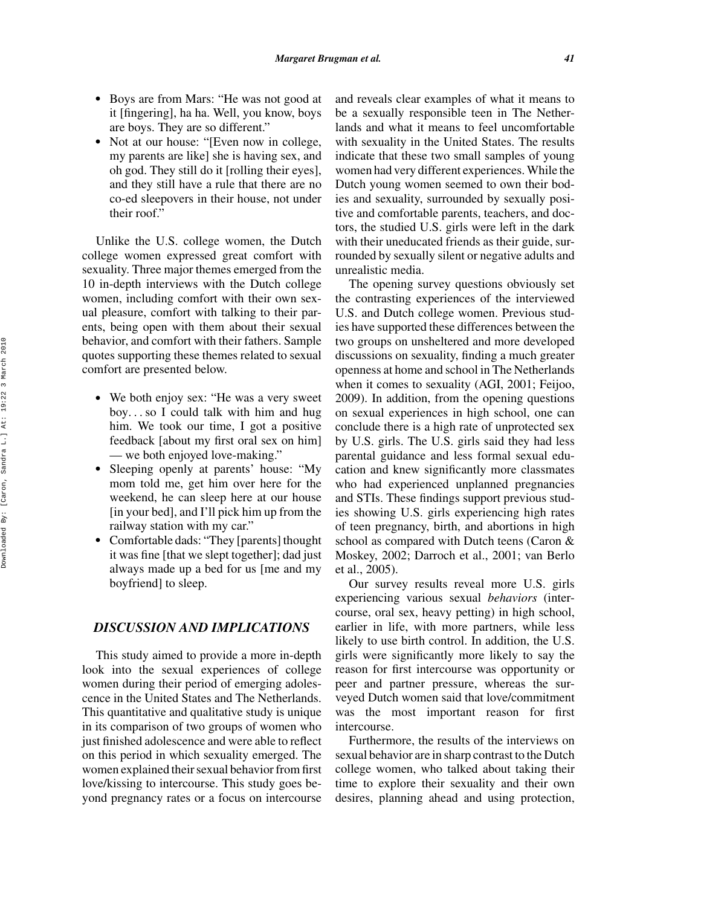- Boys are from Mars: "He was not good at it [fingering], ha ha. Well, you know, boys are boys. They are so different."
- Not at our house: "[Even now in college, my parents are like] she is having sex, and oh god. They still do it [rolling their eyes], and they still have a rule that there are no co-ed sleepovers in their house, not under their roof."

Unlike the U.S. college women, the Dutch college women expressed great comfort with sexuality. Three major themes emerged from the 10 in-depth interviews with the Dutch college women, including comfort with their own sexual pleasure, comfort with talking to their parents, being open with them about their sexual behavior, and comfort with their fathers. Sample quotes supporting these themes related to sexual comfort are presented below.

- We both enjoy sex: "He was a very sweet boy. . . so I could talk with him and hug him. We took our time, I got a positive feedback [about my first oral sex on him] — we both enjoyed love-making."
- Sleeping openly at parents' house: "My mom told me, get him over here for the weekend, he can sleep here at our house [in your bed], and I'll pick him up from the railway station with my car."
- Comfortable dads: "They [parents] thought it was fine [that we slept together]; dad just always made up a bed for us [me and my boyfriend] to sleep.

## DISCUSSION AND IMPLICATIONS

This study aimed to provide a more in-depth look into the sexual experiences of college women during their period of emerging adolescence in the United States and The Netherlands. This quantitative and qualitative study is unique in its comparison of two groups of women who just finished adolescence and were able to reflect on this period in which sexuality emerged. The women explained their sexual behavior from first love/kissing to intercourse. This study goes beyond pregnancy rates or a focus on intercourse and reveals clear examples of what it means to be a sexually responsible teen in The Netherlands and what it means to feel uncomfortable with sexuality in the United States. The results indicate that these two small samples of young women had very different experiences. While the Dutch young women seemed to own their bodies and sexuality, surrounded by sexually positive and comfortable parents, teachers, and doctors, the studied U.S. girls were left in the dark with their uneducated friends as their guide, surrounded by sexually silent or negative adults and unrealistic media.

The opening survey questions obviously set the contrasting experiences of the interviewed U.S. and Dutch college women. Previous studies have supported these differences between the two groups on unsheltered and more developed discussions on sexuality, finding a much greater openness at home and school in The Netherlands when it comes to sexuality (AGI, 2001; Feijoo, 2009). In addition, from the opening questions on sexual experiences in high school, one can conclude there is a high rate of unprotected sex by U.S. girls. The U.S. girls said they had less parental guidance and less formal sexual education and knew significantly more classmates who had experienced unplanned pregnancies and STIs. These findings support previous studies showing U.S. girls experiencing high rates of teen pregnancy, birth, and abortions in high school as compared with Dutch teens (Caron & Moskey, 2002; Darroch et al., 2001; van Berlo et al., 2005).

Our survey results reveal more U.S. girls experiencing various sexual *behaviors* (intercourse, oral sex, heavy petting) in high school, earlier in life, with more partners, while less likely to use birth control. In addition, the U.S. girls were significantly more likely to say the reason for first intercourse was opportunity or peer and partner pressure, whereas the surveyed Dutch women said that love/commitment was the most important reason for first intercourse.

Furthermore, the results of the interviews on sexual behavior are in sharp contrast to the Dutch college women, who talked about taking their time to explore their sexuality and their own desires, planning ahead and using protection,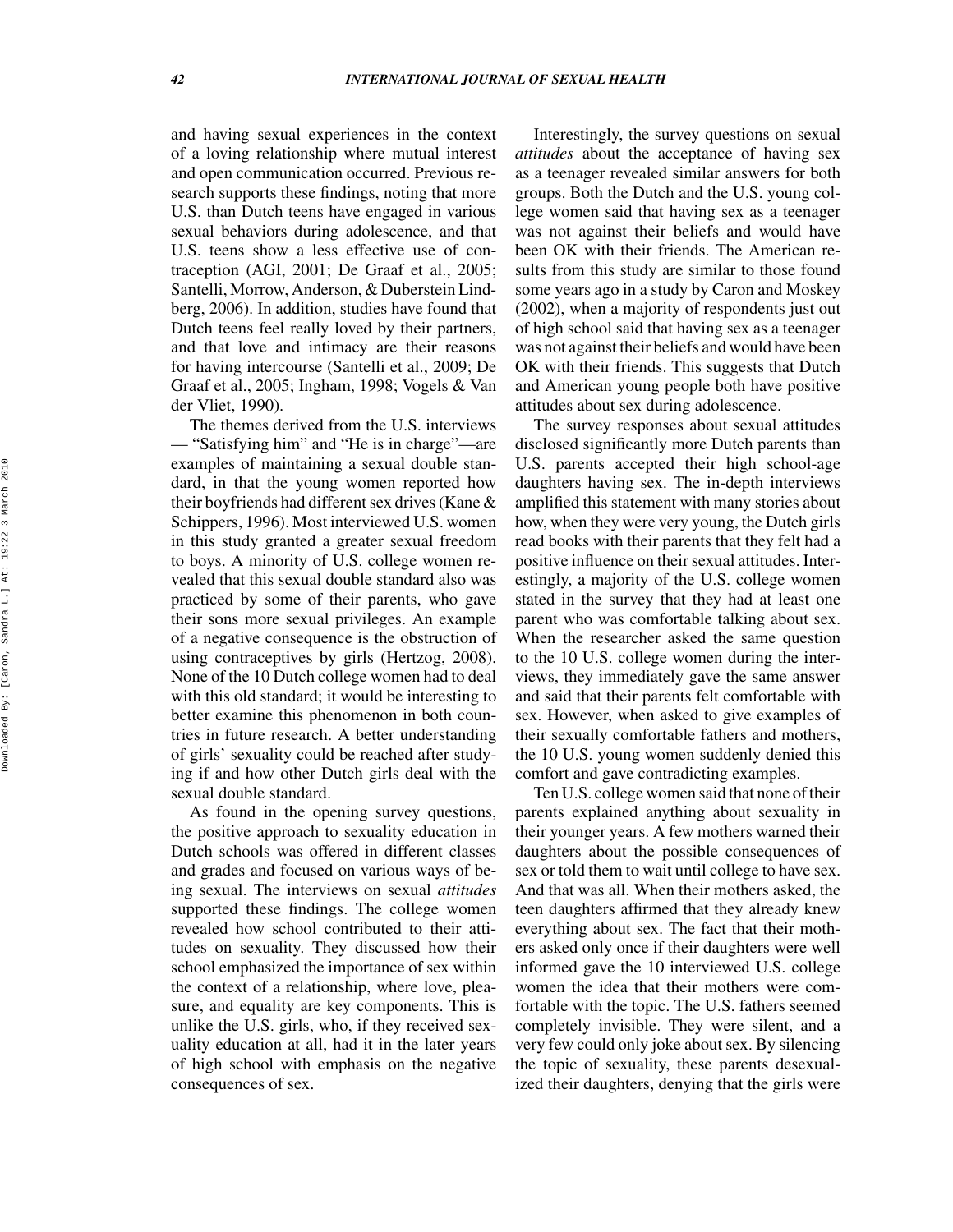and having sexual experiences in the context of a loving relationship where mutual interest and open communication occurred. Previous research supports these findings, noting that more U.S. than Dutch teens have engaged in various sexual behaviors during adolescence, and that U.S. teens show a less effective use of contraception (AGI, 2001; De Graaf et al., 2005; Santelli, Morrow, Anderson, & Duberstein Lindberg, 2006). In addition, studies have found that Dutch teens feel really loved by their partners, and that love and intimacy are their reasons for having intercourse (Santelli et al., 2009; De Graaf et al., 2005; Ingham, 1998; Vogels & Van der Vliet, 1990).

The themes derived from the U.S. interviews — "Satisfying him" and "He is in charge"—are examples of maintaining a sexual double standard, in that the young women reported how their boyfriends had different sex drives (Kane & Schippers, 1996). Most interviewed U.S. women in this study granted a greater sexual freedom to boys. A minority of U.S. college women revealed that this sexual double standard also was practiced by some of their parents, who gave their sons more sexual privileges. An example of a negative consequence is the obstruction of using contraceptives by girls (Hertzog, 2008). None of the 10 Dutch college women had to deal with this old standard; it would be interesting to better examine this phenomenon in both countries in future research. A better understanding of girls' sexuality could be reached after studying if and how other Dutch girls deal with the sexual double standard.

As found in the opening survey questions, the positive approach to sexuality education in Dutch schools was offered in different classes and grades and focused on various ways of being sexual. The interviews on sexual *attitudes* supported these findings. The college women revealed how school contributed to their attitudes on sexuality. They discussed how their school emphasized the importance of sex within the context of a relationship, where love, pleasure, and equality are key components. This is unlike the U.S. girls, who, if they received sexuality education at all, had it in the later years of high school with emphasis on the negative consequences of sex.

Interestingly, the survey questions on sexual *attitudes* about the acceptance of having sex as a teenager revealed similar answers for both groups. Both the Dutch and the U.S. young college women said that having sex as a teenager was not against their beliefs and would have been OK with their friends. The American results from this study are similar to those found some years ago in a study by Caron and Moskey (2002), when a majority of respondents just out of high school said that having sex as a teenager was not against their beliefs and would have been OK with their friends. This suggests that Dutch and American young people both have positive attitudes about sex during adolescence.

The survey responses about sexual attitudes disclosed significantly more Dutch parents than U.S. parents accepted their high school-age daughters having sex. The in-depth interviews amplified this statement with many stories about how, when they were very young, the Dutch girls read books with their parents that they felt had a positive influence on their sexual attitudes. Interestingly, a majority of the U.S. college women stated in the survey that they had at least one parent who was comfortable talking about sex. When the researcher asked the same question to the 10 U.S. college women during the interviews, they immediately gave the same answer and said that their parents felt comfortable with sex. However, when asked to give examples of their sexually comfortable fathers and mothers, the 10 U.S. young women suddenly denied this comfort and gave contradicting examples.

Ten U.S. college women said that none of their parents explained anything about sexuality in their younger years. A few mothers warned their daughters about the possible consequences of sex or told them to wait until college to have sex. And that was all. When their mothers asked, the teen daughters affirmed that they already knew everything about sex. The fact that their mothers asked only once if their daughters were well informed gave the 10 interviewed U.S. college women the idea that their mothers were comfortable with the topic. The U.S. fathers seemed completely invisible. They were silent, and a very few could only joke about sex. By silencing the topic of sexuality, these parents desexualized their daughters, denying that the girls were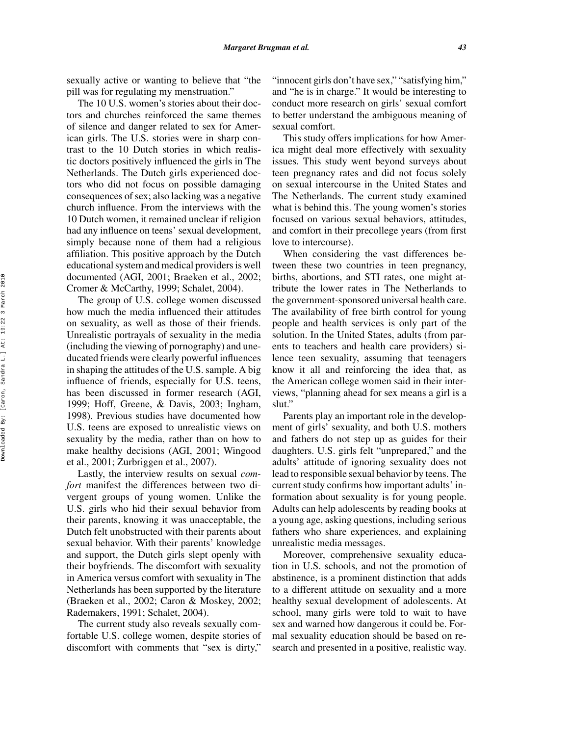sexually active or wanting to believe that "the pill was for regulating my menstruation."

The 10 U.S. women's stories about their doctors and churches reinforced the same themes of silence and danger related to sex for American girls. The U.S. stories were in sharp contrast to the 10 Dutch stories in which realistic doctors positively influenced the girls in The Netherlands. The Dutch girls experienced doctors who did not focus on possible damaging consequences of sex; also lacking was a negative church influence. From the interviews with the 10 Dutch women, it remained unclear if religion had any influence on teens' sexual development, simply because none of them had a religious affiliation. This positive approach by the Dutch educational system and medical providers is well documented (AGI, 2001; Braeken et al., 2002; Cromer & McCarthy, 1999; Schalet, 2004).

The group of U.S. college women discussed how much the media influenced their attitudes on sexuality, as well as those of their friends. Unrealistic portrayals of sexuality in the media (including the viewing of pornography) and uneducated friends were clearly powerful influences in shaping the attitudes of the U.S. sample. A big influence of friends, especially for U.S. teens, has been discussed in former research (AGI, 1999; Hoff, Greene, & Davis, 2003; Ingham, 1998). Previous studies have documented how U.S. teens are exposed to unrealistic views on sexuality by the media, rather than on how to make healthy decisions (AGI, 2001; Wingood et al., 2001; Zurbriggen et al., 2007).

Lastly, the interview results on sexual *comfort* manifest the differences between two divergent groups of young women. Unlike the U.S. girls who hid their sexual behavior from their parents, knowing it was unacceptable, the Dutch felt unobstructed with their parents about sexual behavior. With their parents' knowledge and support, the Dutch girls slept openly with their boyfriends. The discomfort with sexuality in America versus comfort with sexuality in The Netherlands has been supported by the literature (Braeken et al., 2002; Caron & Moskey, 2002; Rademakers, 1991; Schalet, 2004).

The current study also reveals sexually comfortable U.S. college women, despite stories of discomfort with comments that "sex is dirty," "innocent girls don't have sex," "satisfying him," and "he is in charge." It would be interesting to conduct more research on girls' sexual comfort to better understand the ambiguous meaning of sexual comfort.

This study offers implications for how America might deal more effectively with sexuality issues. This study went beyond surveys about teen pregnancy rates and did not focus solely on sexual intercourse in the United States and The Netherlands. The current study examined what is behind this. The young women's stories focused on various sexual behaviors, attitudes, and comfort in their precollege years (from first love to intercourse).

When considering the vast differences between these two countries in teen pregnancy, births, abortions, and STI rates, one might attribute the lower rates in The Netherlands to the government-sponsored universal health care. The availability of free birth control for young people and health services is only part of the solution. In the United States, adults (from parents to teachers and health care providers) silence teen sexuality, assuming that teenagers know it all and reinforcing the idea that, as the American college women said in their interviews, "planning ahead for sex means a girl is a slut."

Parents play an important role in the development of girls' sexuality, and both U.S. mothers and fathers do not step up as guides for their daughters. U.S. girls felt "unprepared," and the adults' attitude of ignoring sexuality does not lead to responsible sexual behavior by teens. The current study confirms how important adults' information about sexuality is for young people. Adults can help adolescents by reading books at a young age, asking questions, including serious fathers who share experiences, and explaining unrealistic media messages.

Moreover, comprehensive sexuality education in U.S. schools, and not the promotion of abstinence, is a prominent distinction that adds to a different attitude on sexuality and a more healthy sexual development of adolescents. At school, many girls were told to wait to have sex and warned how dangerous it could be. Formal sexuality education should be based on research and presented in a positive, realistic way.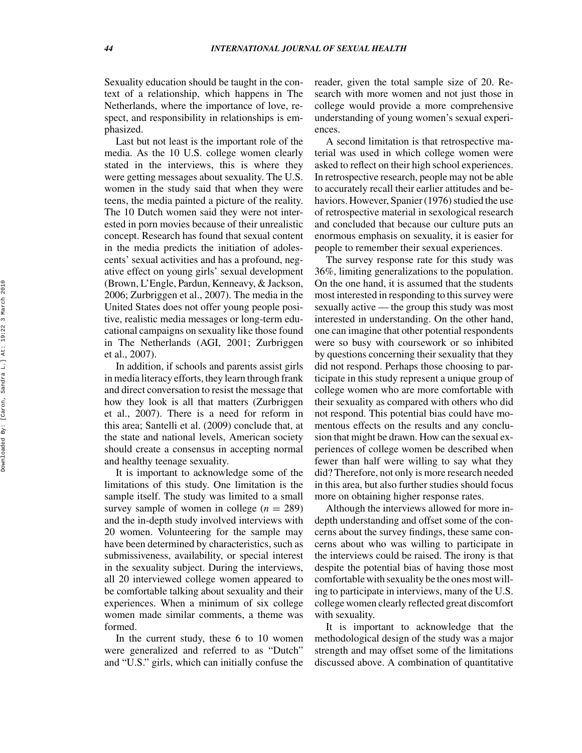Sexuality education should be taught in the context of a relationship, which happens in The Netherlands, where the importance of love, respect, and responsibility in relationships is emphasized.

Last but not least is the important role of the media. As the 10 U.S. college women clearly stated in the interviews, this is where they were getting messages about sexuality. The U.S. women in the study said that when they were teens, the media painted a picture of the reality. The 10 Dutch women said they were not interested in porn movies because of their unrealistic concept. Research has found that sexual content in the media predicts the initiation of adolescents' sexual activities and has a profound, negative effect on young girls' sexual development (Brown, L'Engle, Pardun, Kenneavy, & Jackson, 2006; Zurbriggen et al., 2007). The media in the United States does not offer young people positive, realistic media messages or long-term educational campaigns on sexuality like those found in The Netherlands (AGI, 2001; Zurbriggen et al., 2007).

In addition, if schools and parents assist girls in media literacy efforts, they learn through frank and direct conversation to resist the message that how they look is all that matters (Zurbriggen et al., 2007). There is a need for reform in this area; Santelli et al. (2009) conclude that, at the state and national levels, American society should create a consensus in accepting normal and healthy teenage sexuality.

It is important to acknowledge some of the limitations of this study. One limitation is the sample itself. The study was limited to a small survey sample of women in college ($n = 289$) and the in-depth study involved interviews with 20 women. Volunteering for the sample may have been determined by characteristics, such as submissiveness, availability, or special interest in the sexuality subject. During the interviews, all 20 interviewed college women appeared to be comfortable talking about sexuality and their experiences. When a minimum of six college women made similar comments, a theme was formed.

In the current study, these 6 to 10 women were generalized and referred to as "Dutch" and "U.S." girls, which can initially confuse the reader, given the total sample size of 20. Research with more women and not just those in college would provide a more comprehensive understanding of young women's sexual experiences.

A second limitation is that retrospective material was used in which college women were asked to reflect on their high school experiences. In retrospective research, people may not be able to accurately recall their earlier attitudes and behaviors. However, Spanier (1976) studied the use of retrospective material in sexological research and concluded that because our culture puts an enormous emphasis on sexuality, it is easier for people to remember their sexual experiences.

The survey response rate for this study was 36%, limiting generalizations to the population. On the one hand, it is assumed that the students most interested in responding to this survey were sexually active — the group this study was most interested in understanding. On the other hand, one can imagine that other potential respondents were so busy with coursework or so inhibited by questions concerning their sexuality that they did not respond. Perhaps those choosing to participate in this study represent a unique group of college women who are more comfortable with their sexuality as compared with others who did not respond. This potential bias could have momentous effects on the results and any conclusion that might be drawn. How can the sexual experiences of college women be described when fewer than half were willing to say what they did? Therefore, not only is more research needed in this area, but also further studies should focus more on obtaining higher response rates.

Although the interviews allowed for more in-depth understanding and offset some of the concerns about the survey findings, these same concerns about who was willing to participate in the interviews could be raised. The irony is that despite the potential bias of having those most comfortable with sexuality be the ones most willing to participate in interviews, many of the U.S. college women clearly reflected great discomfort with sexuality.

It is important to acknowledge that the methodological design of the study was a major strength and may offset some of the limitations discussed above. A combination of quantitative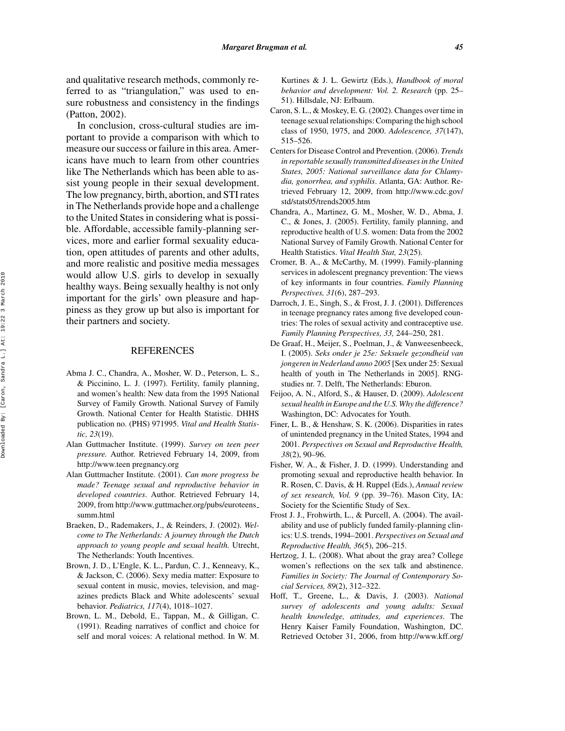and qualitative research methods, commonly referred to as "triangulation," was used to ensure robustness and consistency in the findings (Patton, 2002).

In conclusion, cross-cultural studies are important to provide a comparison with which to measure our success or failure in this area. Americans have much to learn from other countries like The Netherlands which has been able to assist young people in their sexual development. The low pregnancy, birth, abortion, and STI rates in The Netherlands provide hope and a challenge to the United States in considering what is possible. Affordable, accessible family-planning services, more and earlier formal sexuality education, open attitudes of parents and other adults, and more realistic and positive media messages would allow U.S. girls to develop in sexually healthy ways. Being sexually healthy is not only important for the girls' own pleasure and happiness as they grow up but also is important for their partners and society.

## REFERENCES

Abma J. C., Chandra, A., Mosher, W. D., Peterson, L. S., & Piccinino, L. J. (1997). Fertility, family planning, and women's health: New data from the 1995 National Survey of Family Growth. National Survey of Family Growth. National Center for Health Statistic. DHHS publication no. (PHS) 971995. *Vital and Health Statistic, 23*(19).

Alan Guttmacher Institute. (1999). *Survey on teen peer pressure.* Author. Retrieved February 14, 2009, from http://www.teen pregnancy.org

Alan Guttmacher Institute. (2001). *Can more progress be made? Teenage sexual and reproductive behavior in developed countries*. Author. Retrieved February 14, 2009, from http://www.guttmacher.org/pubs/euroteens_summ.html

Braeken, D., Rademakers, J., & Reinders, J. (2002). *Welcome to The Netherlands: A journey through the Dutch approach to young people and sexual health.* Utrecht, The Netherlands: Youth Incentives.

Brown, J. D., L'Engle, K. L., Pardun, C. J., Kenneavy, K., & Jackson, C. (2006). Sexy media matter: Exposure to sexual content in music, movies, television, and magazines predicts Black and White adolescents' sexual behavior. *Pediatrics, 117*(4), 1018–1027.

Brown, L. M., Debold, E., Tappan, M., & Gilligan, C. (1991). Reading narratives of conflict and choice for self and moral voices: A relational method. In W. M. Kurtines & J. L. Gewirtz (Eds.), *Handbook of moral behavior and development: Vol. 2. Research* (pp. 25–51). Hillsdale, NJ: Erlbaum.

Caron, S. L., & Moskey, E. G. (2002). Changes over time in teenage sexual relationships: Comparing the high school class of 1950, 1975, and 2000. *Adolescence, 37*(147), 515–526.

Centers for Disease Control and Prevention. (2006). *Trends in reportable sexually transmitted diseases in the United States, 2005: National surveillance data for Chlamydia, gonorrhea, and syphilis*. Atlanta, GA: Author. Retrieved February 12, 2009, from http://www.cdc.gov/std/stats05/trends2005.htm

Chandra, A., Martinez, G. M., Mosher, W. D., Abma, J. C., & Jones, J. (2005). Fertility, family planning, and reproductive health of U.S. women: Data from the 2002 National Survey of Family Growth. National Center for Health Statistics. *Vital Health Stat, 23*(25).

Cromer, B. A., & McCarthy, M. (1999). Family-planning services in adolescent pregnancy prevention: The views of key informants in four countries. *Family Planning Perspectives, 31*(6), 287–293.

Darroch, J. E., Singh, S., & Frost, J. J. (2001). Differences in teenage pregnancy rates among five developed countries: The roles of sexual activity and contraceptive use. *Family Planning Perspectives, 33,* 244–250, 281.

De Graaf, H., Meijer, S., Poelman, J., & Vanweesenbeeck, I. (2005). *Seks onder je 25e: Seksuele gezondheid van jongeren in Nederland anno 2005* [Sex under 25: Sexual health of youth in The Netherlands in 2005]. RNG-studies nr. 7. Delft, The Netherlands: Eburon.

Feijoo, A. N., Alford, S., & Hauser, D. (2009). *Adolescent sexual health in Europe and the U.S. Why the difference?* Washington, DC: Advocates for Youth.

Finer, L. B., & Henshaw, S. K. (2006). Disparities in rates of unintended pregnancy in the United States, 1994 and 2001. *Perspectives on Sexual and Reproductive Health, 38*(2), 90–96.

Fisher, W. A., & Fisher, J. D. (1999). Understanding and promoting sexual and reproductive health behavior. In R. Rosen, C. Davis, & H. Ruppel (Eds.), *Annual review of sex research, Vol. 9* (pp. 39–76). Mason City, IA: Society for the Scientific Study of Sex.

Frost J. J., Frohwirth, L., & Purcell, A. (2004). The availability and use of publicly funded family-planning clinics: U.S. trends, 1994–2001. *Perspectives on Sexual and Reproductive Health, 36*(5), 206–215.

Hertzog, J. L. (2008). What about the gray area? College women's reflections on the sex talk and abstinence. *Families in Society: The Journal of Contemporary Social Services, 89*(2), 312–322.

Hoff, T., Greene, L., & Davis, J. (2003). *National survey of adolescents and young adults: Sexual health knowledge, attitudes, and experiences*. The Henry Kaiser Family Foundation, Washington, DC. Retrieved October 31, 2006, from http://www.kff.org/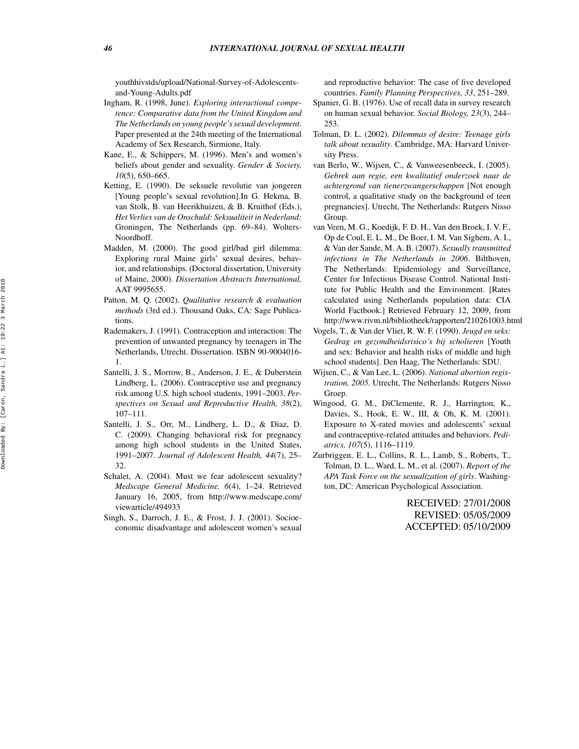youthhivstds/upload/National-Survey-of-Adolescents-and-Young-Adults.pdf

Ingham, R. (1998, June). *Exploring interactional competence: Comparative data from the United Kingdom and The Netherlands on young people's sexual development.* Paper presented at the 24th meeting of the International Academy of Sex Research, Sirmione, Italy.

Kane, E., & Schippers, M. (1996). Men's and women's beliefs about gender and sexuality. *Gender & Society, 10*(5), 650–665.

Ketting, E. (1990). De seksuele revolutie van jongeren [Young people's sexual revolution].In G. Hekma, B. van Stolk, B. van Heerikhuizen, & B. Kruithof (Eds.), *Het Verlies van de Onschuld: Seksualiteit in Nederland:* Groningen, The Netherlands (pp. 69–84). Wolters-Noordhoff.

Madden, M. (2000). The good girl/bad girl dilemma: Exploring rural Maine girls' sexual desires, behavior, and relationships. (Doctoral dissertation, University of Maine, 2000). *Dissertation Abstracts International,* AAT 9995655.

Patton, M. Q. (2002). *Qualitative research & evaluation methods* (3rd ed.). Thousand Oaks, CA: Sage Publications.

Rademakers, J. (1991). Contraception and interaction: The prevention of unwanted pregnancy by teenagers in The Netherlands, Utrecht. Dissertation. ISBN 90-9004016-1.

Santelli, J. S., Morrow, B., Anderson, J. E., & Duberstein Lindberg, L. (2006). Contraceptive use and pregnancy risk among U.S. high school students, 1991–2003. *Perspectives on Sexual and Reproductive Health, 38*(2), 107–111.

Santelli, J. S., Orr, M., Lindberg, L. D., & Diaz, D. C. (2009). Changing behavioral risk for pregnancy among high school students in the United States, 1991–2007. *Journal of Adolescent Health, 44*(7), 25–32.

Schalet, A. (2004). Must we fear adolescent sexuality? *Medscape General Medicine, 6*(4), 1–24. Retrieved January 16, 2005, from http://www.medscape.com/viewarticle/494933

Singh, S., Darroch, J. E., & Frost, J. J. (2001). Socioeconomic disadvantage and adolescent women's sexual and reproductive behavior: The case of five developed countries. *Family Planning Perspectives, 33*, 251–289.

Spanier, G. B. (1976). Use of recall data in survey research on human sexual behavior. *Social Biology, 23*(3), 244–253.

Tolman, D. L. (2002). *Dilemmas of desire: Teenage girls talk about sexuality*. Cambridge, MA: Harvard University Press.

van Berlo, W., Wijsen, C., & Vanweesenbeeck, I. (2005). *Gebrek aan regie, een kwalitatief onderzoek naar de achtergrond van tienerzwangerschappen* [Not enough control, a qualitative study on the background of teen pregnancies]. Utrecht, The Netherlands: Rutgers Nisso Group.

van Veen, M. G., Koedijk, F. D. H., Van den Broek, I. V. F., Op de Coul, E. L. M., De Boer, I. M. Van Sighem, A. I., & Van der Sande, M. A. B. (2007). *Sexually transmitted infections in The Netherlands in 2006*. Bilthoven, The Netherlands: Epidemiology and Surveillance, Center for Infectious Disease Control. National Institute for Public Health and the Environment. [Rates calculated using Netherlands population data: CIA World Factbook.] Retrieved February 12, 2009, from http://www.rivm.nl/bibliotheek/rapporten/210261003.html

Vogels, T., & Van der Vliet, R. W. F. (1990). *Jeugd en seks: Gedrag en gezondheidsrisico's bij scholieren* [Youth and sex: Behavior and health risks of middle and high school students]. Den Haag, The Netherlands: SDU.

Wijsen, C., & Van Lee, L. (2006). *National abortion registration, 2005.* Utrecht, The Netherlands: Rutgers Nisso Groep.

Wingood, G. M., DiClemente, R. J., Harrington, K., Davies, S., Hook, E. W., III, & Oh, K. M. (2001). Exposure to X-rated movies and adolescents' sexual and contraceptive-related attitudes and behaviors. *Pediatrics, 107*(5), 1116–1119.

Zurbriggen, E. L., Collins, R. L., Lamb, S., Roberts, T., Tolman, D. L., Ward, L. M., et al. (2007). *Report of the APA Task Force on the sexualization of girls*. Washington, DC: American Psychological Association.

RECEIVED: 27/01/2008
REVISED: 05/05/2009
ACCEPTED: 05/10/2009